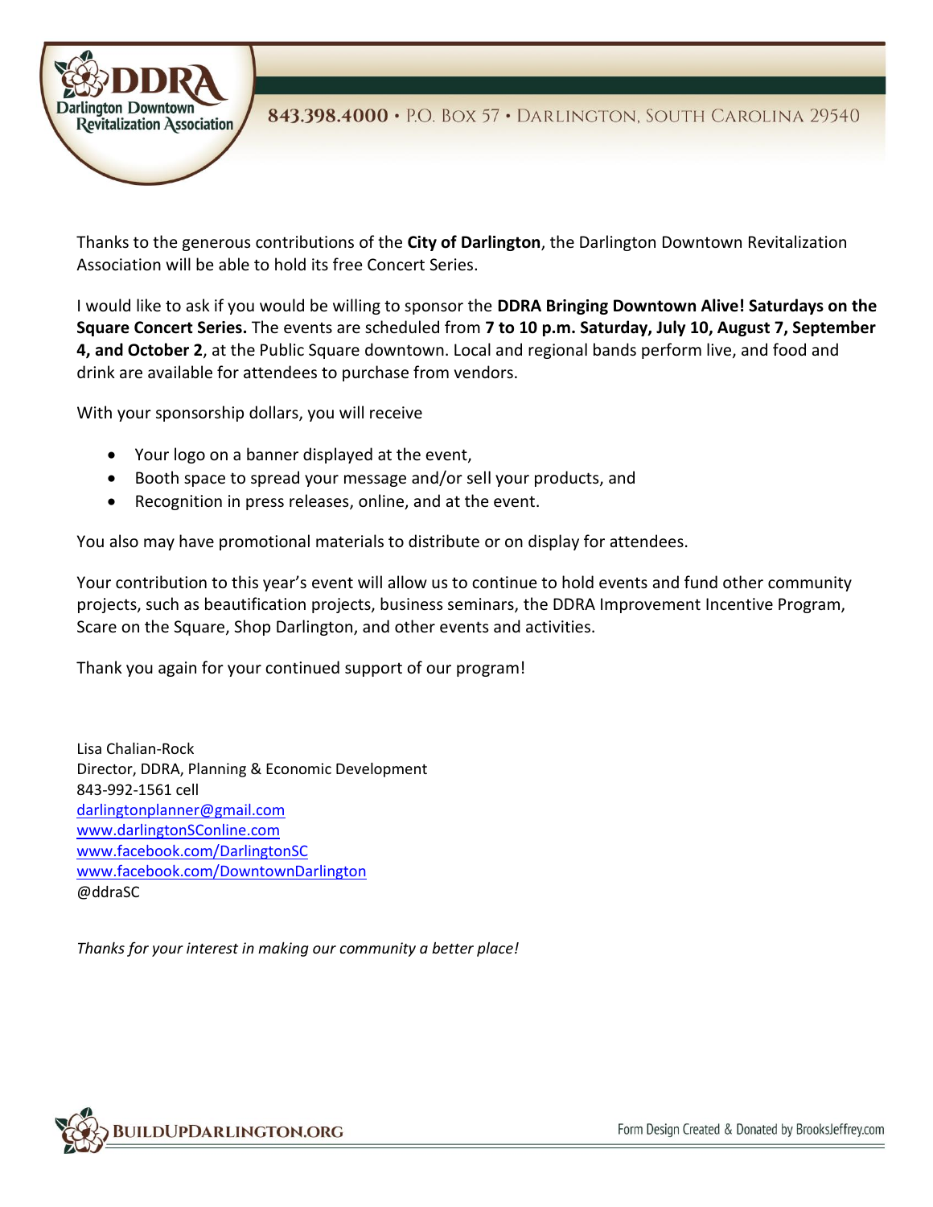DDRA Darlington Downtown Revitalization Association

843.398.4000 • P.O. Box 57 • Darlington, South Carolina 29540

Thanks to the generous contributions of the **City of Darlington**, the Darlington Downtown Revitalization Association will be able to hold its free Concert Series.

I would like to ask if you would be willing to sponsor the **DDRA Bringing Downtown Alive! Saturdays on the Square Concert Series.** The events are scheduled from **7 to 10 p.m. Saturday, July 10, August 7, September 4, and October 2**, at the Public Square downtown. Local and regional bands perform live, and food and drink are available for attendees to purchase from vendors.

With your sponsorship dollars, you will receive

- Your logo on a banner displayed at the event,
- Booth space to spread your message and/or sell your products, and
- Recognition in press releases, online, and at the event.

You also may have promotional materials to distribute or on display for attendees.

Your contribution to this year's event will allow us to continue to hold events and fund other community projects, such as beautification projects, business seminars, the DDRA Improvement Incentive Program, Scare on the Square, Shop Darlington, and other events and activities.

Thank you again for your continued support of our program!

Lisa Chalian-Rock
Director, DDRA, Planning & Economic Development
843-992-1561 cell
darlingtonplanner@gmail.com
www.darlingtonSConline.com
www.facebook.com/DarlingtonSC
www.facebook.com/DowntownDarlington
@ddraSC

*Thanks for your interest in making our community a better place!*

BuildUpDarlington.org

Form Design Created & Donated by BrooksJeffrey.com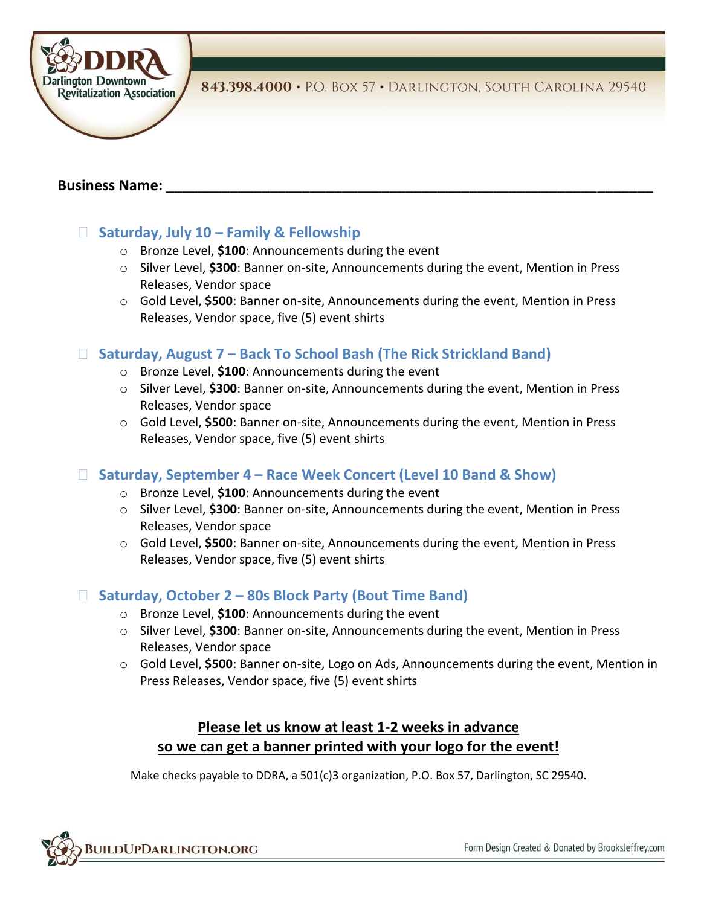**DDRA**
Darlington Downtown Revitalization Association

843.398.4000 • P.O. Box 57 • Darlington, South Carolina 29540

**Business Name:** ____________________________________________________________

- ☐ **Saturday, July 10 – Family & Fellowship**
  - Bronze Level, **$100**: Announcements during the event
  - Silver Level, **$300**: Banner on-site, Announcements during the event, Mention in Press Releases, Vendor space
  - Gold Level, **$500**: Banner on-site, Announcements during the event, Mention in Press Releases, Vendor space, five (5) event shirts

- ☐ **Saturday, August 7 – Back To School Bash (The Rick Strickland Band)**
  - Bronze Level, **$100**: Announcements during the event
  - Silver Level, **$300**: Banner on-site, Announcements during the event, Mention in Press Releases, Vendor space
  - Gold Level, **$500**: Banner on-site, Announcements during the event, Mention in Press Releases, Vendor space, five (5) event shirts

- ☐ **Saturday, September 4 – Race Week Concert (Level 10 Band & Show)**
  - Bronze Level, **$100**: Announcements during the event
  - Silver Level, **$300**: Banner on-site, Announcements during the event, Mention in Press Releases, Vendor space
  - Gold Level, **$500**: Banner on-site, Announcements during the event, Mention in Press Releases, Vendor space, five (5) event shirts

- ☐ **Saturday, October 2 – 80s Block Party (Bout Time Band)**
  - Bronze Level, **$100**: Announcements during the event
  - Silver Level, **$300**: Banner on-site, Announcements during the event, Mention in Press Releases, Vendor space
  - Gold Level, **$500**: Banner on-site, Logo on Ads, Announcements during the event, Mention in Press Releases, Vendor space, five (5) event shirts

**Please let us know at least 1-2 weeks in advance so we can get a banner printed with your logo for the event!**

Make checks payable to DDRA, a 501(c)3 organization, P.O. Box 57, Darlington, SC 29540.

BUILDUPDARLINGTON.ORG

Form Design Created & Donated by BrooksJeffrey.com